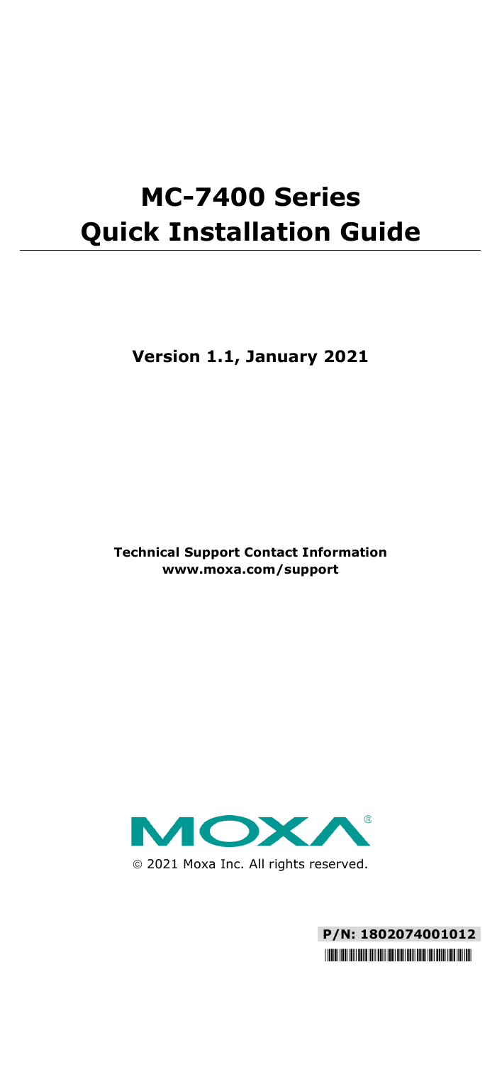# MC-7400 Series Quick Installation Guide

**Version 1.1, January 2021**

**Technical Support Contact Information**
**www.moxa.com/support**

© 2021 Moxa Inc. All rights reserved.

**P/N: 1802074001012**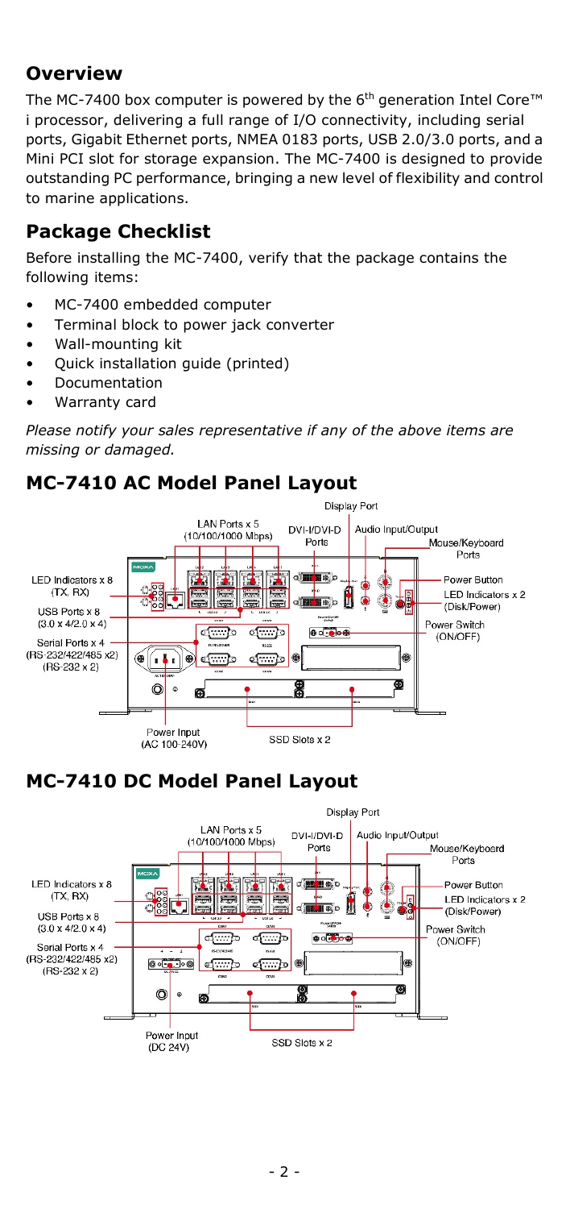## Overview

The MC-7400 box computer is powered by the 6th generation Intel Core™ i processor, delivering a full range of I/O connectivity, including serial ports, Gigabit Ethernet ports, NMEA 0183 ports, USB 2.0/3.0 ports, and a Mini PCI slot for storage expansion. The MC-7400 is designed to provide outstanding PC performance, bringing a new level of flexibility and control to marine applications.

## Package Checklist

Before installing the MC-7400, verify that the package contains the following items:

- MC-7400 embedded computer
- Terminal block to power jack converter
- Wall-mounting kit
- Quick installation guide (printed)
- Documentation
- Warranty card

*Please notify your sales representative if any of the above items are missing or damaged.*

## MC-7410 AC Model Panel Layout

Display Port
LAN Ports x 5 (10/100/1000 Mbps)
DVI-I/DVI-D Ports
Audio Input/Output
Mouse/Keyboard Ports
LED Indicators x 8 (TX, RX)
Power Button
LED Indicators x 2 (Disk/Power)
USB Ports x 8 (3.0 x 4/2.0 x 4)
Power Switch (ON/OFF)
Serial Ports x 4 (RS-232/422/485 x2) (RS-232 x 2)
Power Input (AC 100-240V)
SSD Slots x 2

## MC-7410 DC Model Panel Layout

Display Port
LAN Ports x 5 (10/100/1000 Mbps)
DVI-I/DVI-D Ports
Audio Input/Output
Mouse/Keyboard Ports
LED Indicators x 8 (TX, RX)
Power Button
LED Indicators x 2 (Disk/Power)
USB Ports x 8 (3.0 x 4/2.0 x 4)
Power Switch (ON/OFF)
Serial Ports x 4 (RS-232/422/485 x2) (RS-232 x 2)
Power Input (DC 24V)
SSD Slots x 2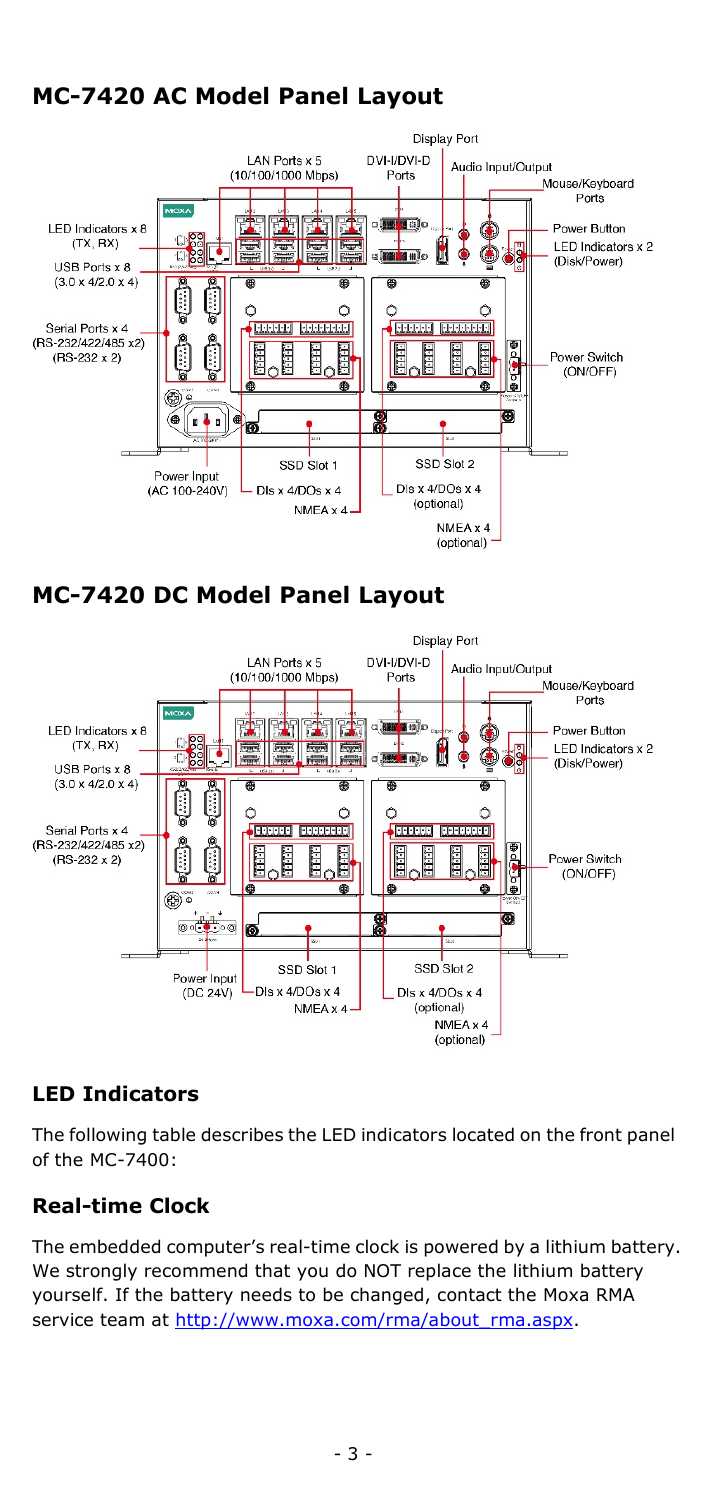## MC-7420 AC Model Panel Layout

## MC-7420 DC Model Panel Layout

## LED Indicators

The following table describes the LED indicators located on the front panel of the MC-7400:

## Real-time Clock

The embedded computer's real-time clock is powered by a lithium battery. We strongly recommend that you do NOT replace the lithium battery yourself. If the battery needs to be changed, contact the Moxa RMA service team at http://www.moxa.com/rma/about_rma.aspx.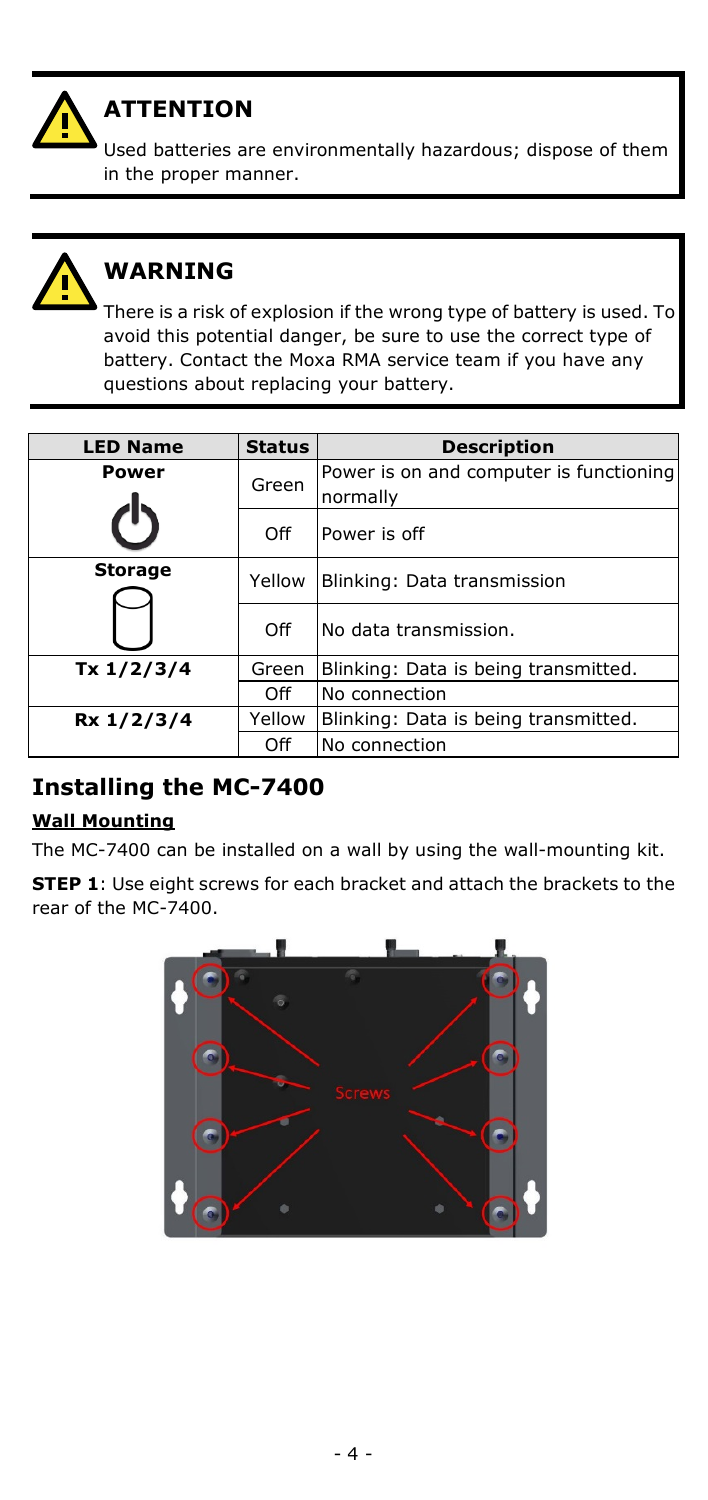**ATTENTION**

Used batteries are environmentally hazardous; dispose of them in the proper manner.

**WARNING**

There is a risk of explosion if the wrong type of battery is used. To avoid this potential danger, be sure to use the correct type of battery. Contact the Moxa RMA service team if you have any questions about replacing your battery.

| LED Name | Status | Description |
|---|---|---|
| **Power** | Green | Power is on and computer is functioning normally |
| | Off | Power is off |
| **Storage** | Yellow | Blinking: Data transmission |
| | Off | No data transmission. |
| **Tx 1/2/3/4** | Green | Blinking: Data is being transmitted. |
| | Off | No connection |
| **Rx 1/2/3/4** | Yellow | Blinking: Data is being transmitted. |
| | Off | No connection |

## Installing the MC-7400

**Wall Mounting**

The MC-7400 can be installed on a wall by using the wall-mounting kit.

**STEP 1**: Use eight screws for each bracket and attach the brackets to the rear of the MC-7400.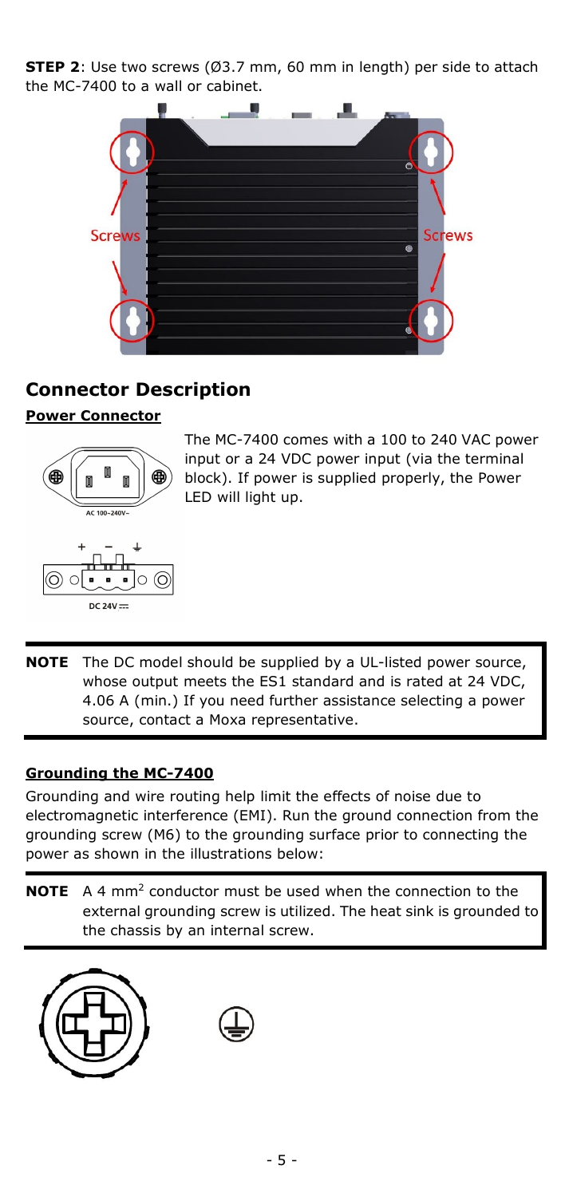**STEP 2**: Use two screws (Ø3.7 mm, 60 mm in length) per side to attach the MC-7400 to a wall or cabinet.

## Connector Description

**Power Connector**

The MC-7400 comes with a 100 to 240 VAC power input or a 24 VDC power input (via the terminal block). If power is supplied properly, the Power LED will light up.

> **NOTE** The DC model should be supplied by a UL-listed power source, whose output meets the ES1 standard and is rated at 24 VDC, 4.06 A (min.) If you need further assistance selecting a power source, contact a Moxa representative.

**Grounding the MC-7400**

Grounding and wire routing help limit the effects of noise due to electromagnetic interference (EMI). Run the ground connection from the grounding screw (M6) to the grounding surface prior to connecting the power as shown in the illustrations below:

> **NOTE** A 4 $mm^2$ conductor must be used when the connection to the external grounding screw is utilized. The heat sink is grounded to the chassis by an internal screw.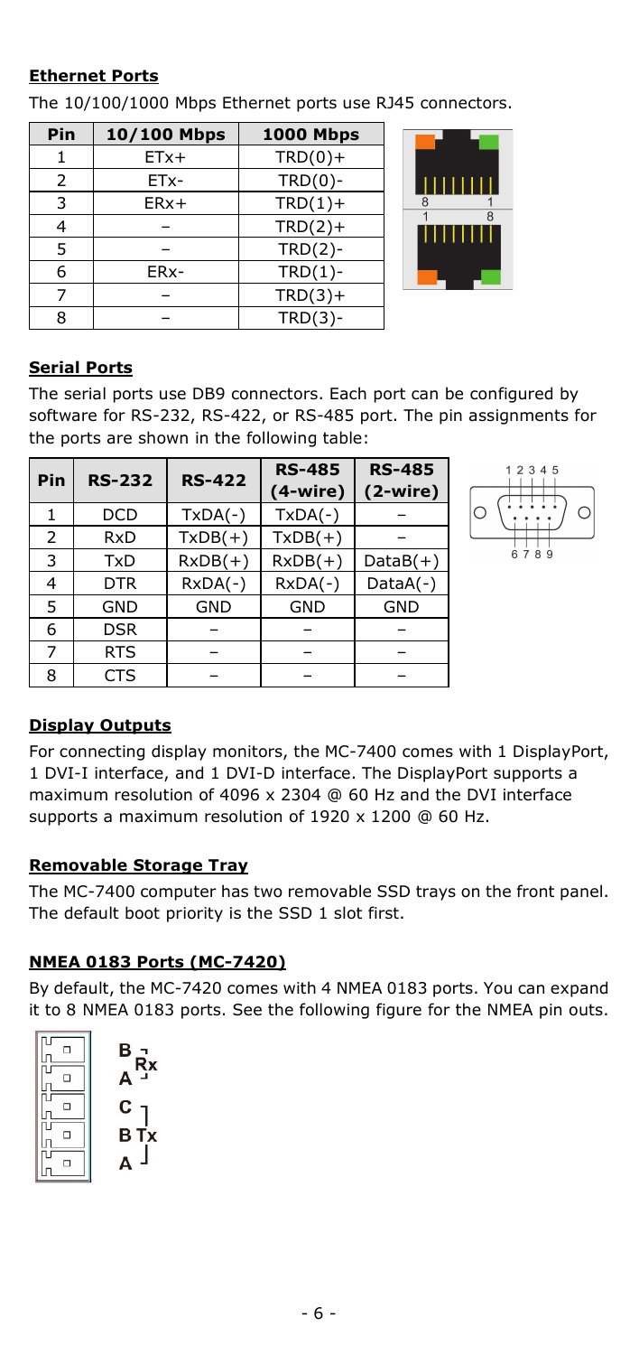**Ethernet Ports**

The 10/100/1000 Mbps Ethernet ports use RJ45 connectors.

| Pin | 10/100 Mbps | 1000 Mbps |
|---|---|---|
| 1 | ETx+ | TRD(0)+ |
| 2 | ETx- | TRD(0)- |
| 3 | ERx+ | TRD(1)+ |
| 4 | – | TRD(2)+ |
| 5 | – | TRD(2)- |
| 6 | ERx- | TRD(1)- |
| 7 | – | TRD(3)+ |
| 8 | – | TRD(3)- |

**Serial Ports**

The serial ports use DB9 connectors. Each port can be configured by software for RS-232, RS-422, or RS-485 port. The pin assignments for the ports are shown in the following table:

| Pin | RS-232 | RS-422 | RS-485 (4-wire) | RS-485 (2-wire) |
|---|---|---|---|---|
| 1 | DCD | TxDA(-) | TxDA(-) | – |
| 2 | RxD | TxDB(+) | TxDB(+) | – |
| 3 | TxD | RxDB(+) | RxDB(+) | DataB(+) |
| 4 | DTR | RxDA(-) | RxDA(-) | DataA(-) |
| 5 | GND | GND | GND | GND |
| 6 | DSR | – | – | – |
| 7 | RTS | – | – | – |
| 8 | CTS | – | – | – |

**Display Outputs**

For connecting display monitors, the MC-7400 comes with 1 DisplayPort, 1 DVI-I interface, and 1 DVI-D interface. The DisplayPort supports a maximum resolution of 4096 x 2304 @ 60 Hz and the DVI interface supports a maximum resolution of 1920 x 1200 @ 60 Hz.

**Removable Storage Tray**

The MC-7400 computer has two removable SSD trays on the front panel. The default boot priority is the SSD 1 slot first.

**NMEA 0183 Ports (MC-7420)**

By default, the MC-7420 comes with 4 NMEA 0183 ports. You can expand it to 8 NMEA 0183 ports. See the following figure for the NMEA pin outs.

B, A – Rx
C, B, A – Tx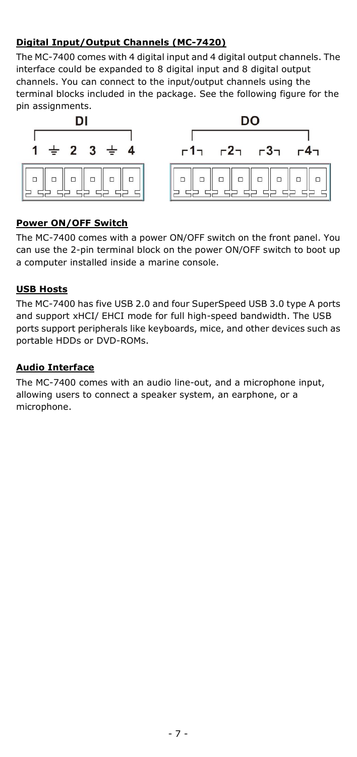**Digital Input/Output Channels (MC-7420)**

The MC-7400 comes with 4 digital input and 4 digital output channels. The interface could be expanded to 8 digital input and 8 digital output channels. You can connect to the input/output channels using the terminal blocks included in the package. See the following figure for the pin assignments.

DI

1 ⏚ 2 3 ⏚ 4

DO

1 2 3 4

**Power ON/OFF Switch**

The MC-7400 comes with a power ON/OFF switch on the front panel. You can use the 2-pin terminal block on the power ON/OFF switch to boot up a computer installed inside a marine console.

**USB Hosts**

The MC-7400 has five USB 2.0 and four SuperSpeed USB 3.0 type A ports and support xHCI/ EHCI mode for full high-speed bandwidth. The USB ports support peripherals like keyboards, mice, and other devices such as portable HDDs or DVD-ROMs.

**Audio Interface**

The MC-7400 comes with an audio line-out, and a microphone input, allowing users to connect a speaker system, an earphone, or a microphone.